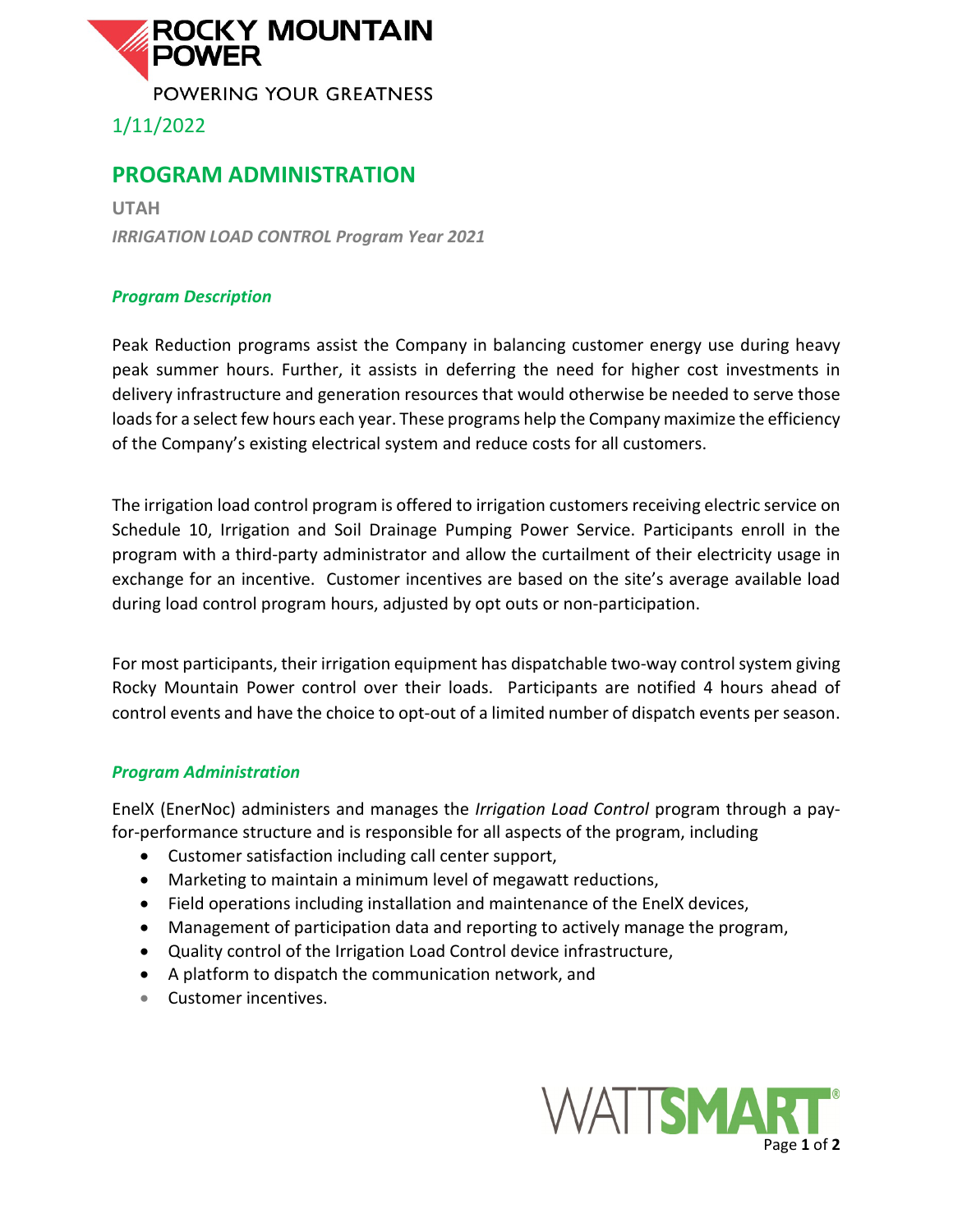ROCKY MOUNTAIN POWER

POWERING YOUR GREATNESS

1/11/2022

# PROGRAM ADMINISTRATION

**UTAH**

***IRRIGATION LOAD CONTROL Program Year 2021***

### *Program Description*

Peak Reduction programs assist the Company in balancing customer energy use during heavy peak summer hours. Further, it assists in deferring the need for higher cost investments in delivery infrastructure and generation resources that would otherwise be needed to serve those loads for a select few hours each year. These programs help the Company maximize the efficiency of the Company's existing electrical system and reduce costs for all customers.

The irrigation load control program is offered to irrigation customers receiving electric service on Schedule 10, Irrigation and Soil Drainage Pumping Power Service. Participants enroll in the program with a third-party administrator and allow the curtailment of their electricity usage in exchange for an incentive. Customer incentives are based on the site's average available load during load control program hours, adjusted by opt outs or non-participation.

For most participants, their irrigation equipment has dispatchable two-way control system giving Rocky Mountain Power control over their loads. Participants are notified 4 hours ahead of control events and have the choice to opt-out of a limited number of dispatch events per season.

### *Program Administration*

EnelX (EnerNoc) administers and manages the *Irrigation Load Control* program through a pay-for-performance structure and is responsible for all aspects of the program, including

- Customer satisfaction including call center support,
- Marketing to maintain a minimum level of megawatt reductions,
- Field operations including installation and maintenance of the EnelX devices,
- Management of participation data and reporting to actively manage the program,
- Quality control of the Irrigation Load Control device infrastructure,
- A platform to dispatch the communication network, and
- Customer incentives.

WATTSMART®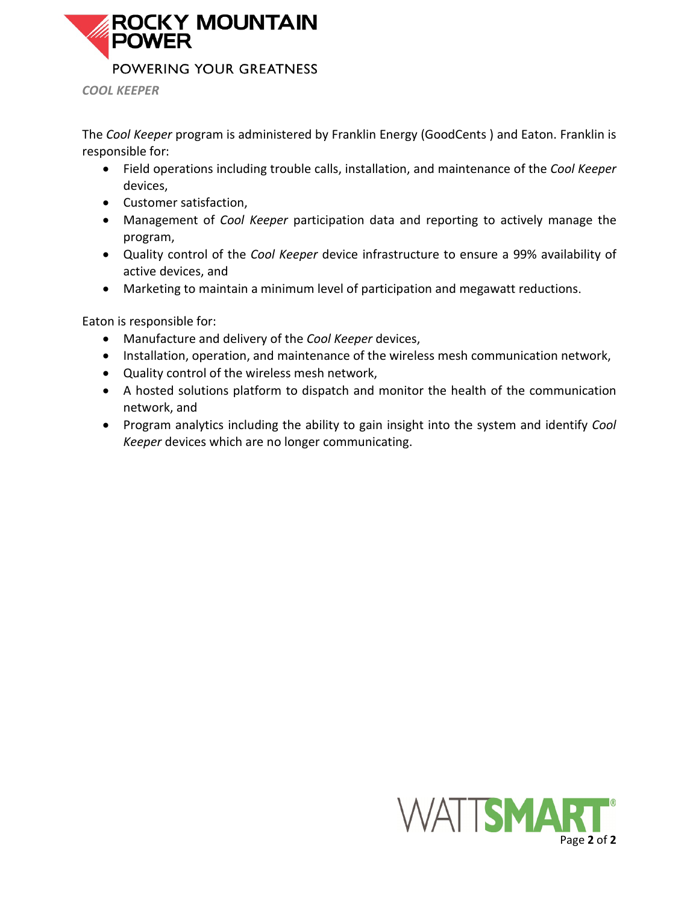*COOL KEEPER*

The *Cool Keeper* program is administered by Franklin Energy (GoodCents ) and Eaton. Franklin is responsible for:

- Field operations including trouble calls, installation, and maintenance of the *Cool Keeper* devices,
- Customer satisfaction,
- Management of *Cool Keeper* participation data and reporting to actively manage the program,
- Quality control of the *Cool Keeper* device infrastructure to ensure a 99% availability of active devices, and
- Marketing to maintain a minimum level of participation and megawatt reductions.

Eaton is responsible for:

- Manufacture and delivery of the *Cool Keeper* devices,
- Installation, operation, and maintenance of the wireless mesh communication network,
- Quality control of the wireless mesh network,
- A hosted solutions platform to dispatch and monitor the health of the communication network, and
- Program analytics including the ability to gain insight into the system and identify *Cool Keeper* devices which are no longer communicating.